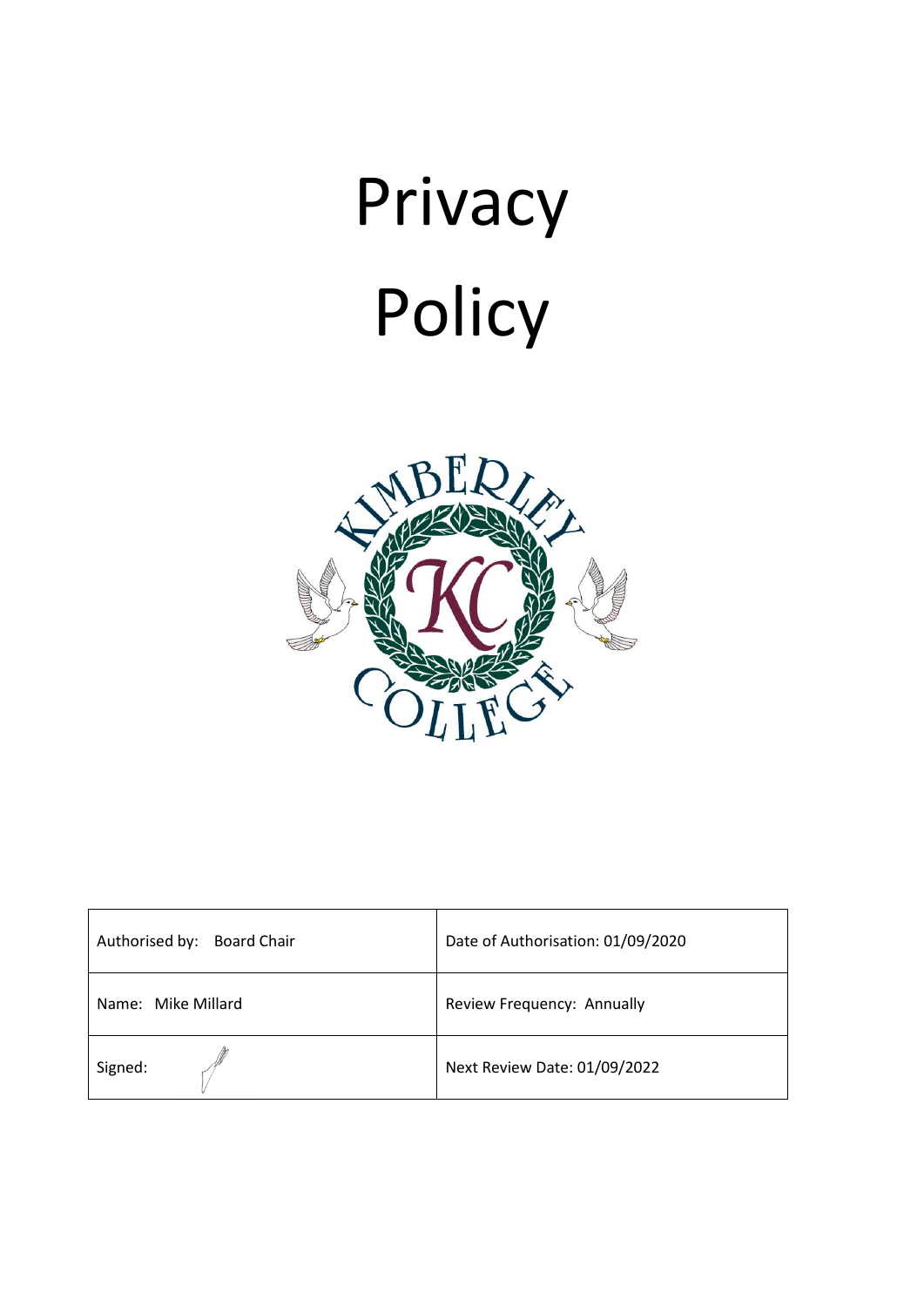# Privacy Policy

| Authorised by: Board Chair | Date of Authorisation: 01/09/2020 |
|---|---|
| Name: Mike Millard | Review Frequency: Annually |
| Signed: | Next Review Date: 01/09/2022 |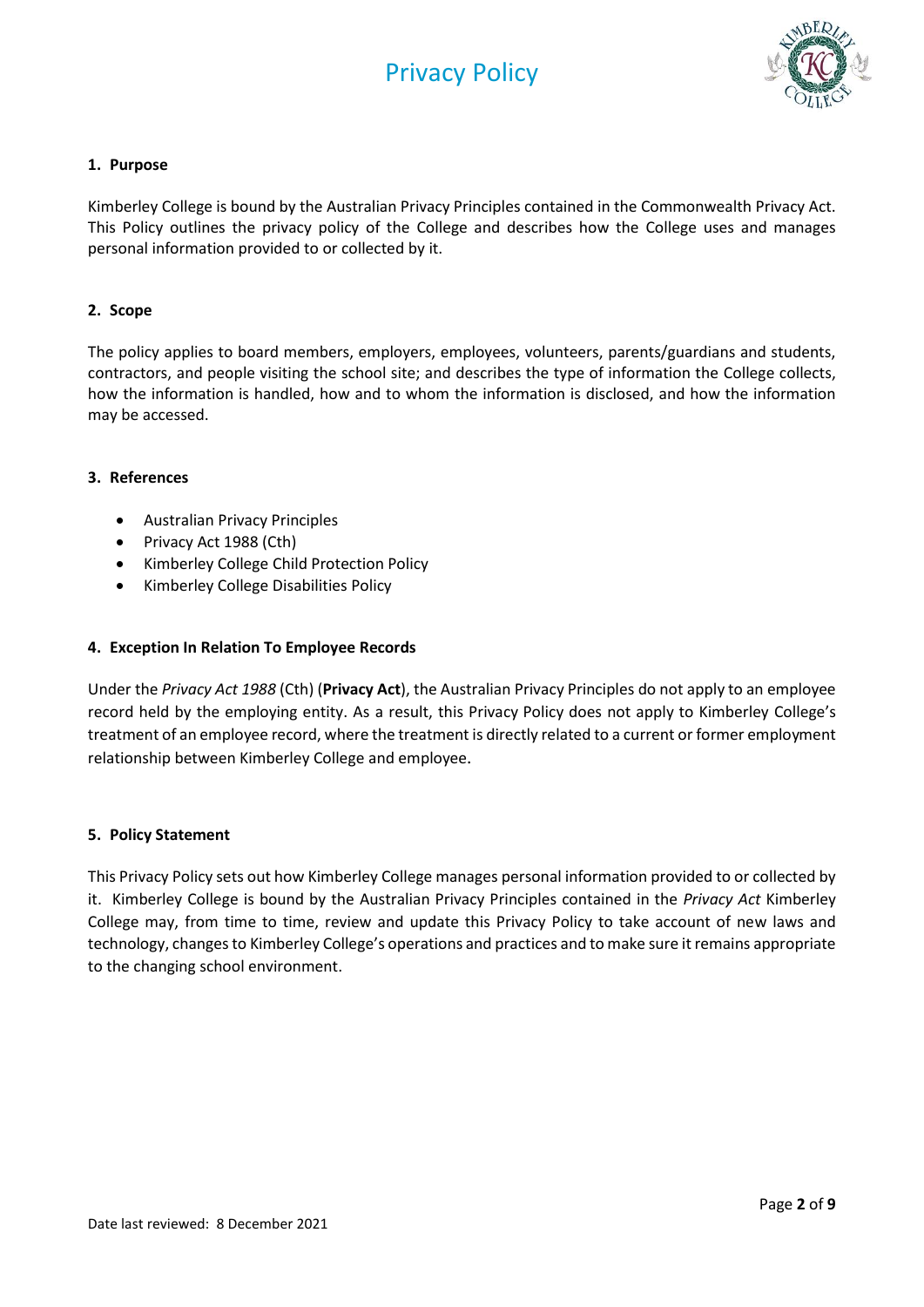# Privacy Policy

## 1. Purpose

Kimberley College is bound by the Australian Privacy Principles contained in the Commonwealth Privacy Act. This Policy outlines the privacy policy of the College and describes how the College uses and manages personal information provided to or collected by it.

## 2. Scope

The policy applies to board members, employers, employees, volunteers, parents/guardians and students, contractors, and people visiting the school site; and describes the type of information the College collects, how the information is handled, how and to whom the information is disclosed, and how the information may be accessed.

## 3. References

- Australian Privacy Principles
- Privacy Act 1988 (Cth)
- Kimberley College Child Protection Policy
- Kimberley College Disabilities Policy

## 4. Exception In Relation To Employee Records

Under the *Privacy Act 1988* (Cth) (**Privacy Act**), the Australian Privacy Principles do not apply to an employee record held by the employing entity. As a result, this Privacy Policy does not apply to Kimberley College's treatment of an employee record, where the treatment is directly related to a current or former employment relationship between Kimberley College and employee.

## 5. Policy Statement

This Privacy Policy sets out how Kimberley College manages personal information provided to or collected by it. Kimberley College is bound by the Australian Privacy Principles contained in the *Privacy Act* Kimberley College may, from time to time, review and update this Privacy Policy to take account of new laws and technology, changes to Kimberley College's operations and practices and to make sure it remains appropriate to the changing school environment.

Date last reviewed: 8 December 2021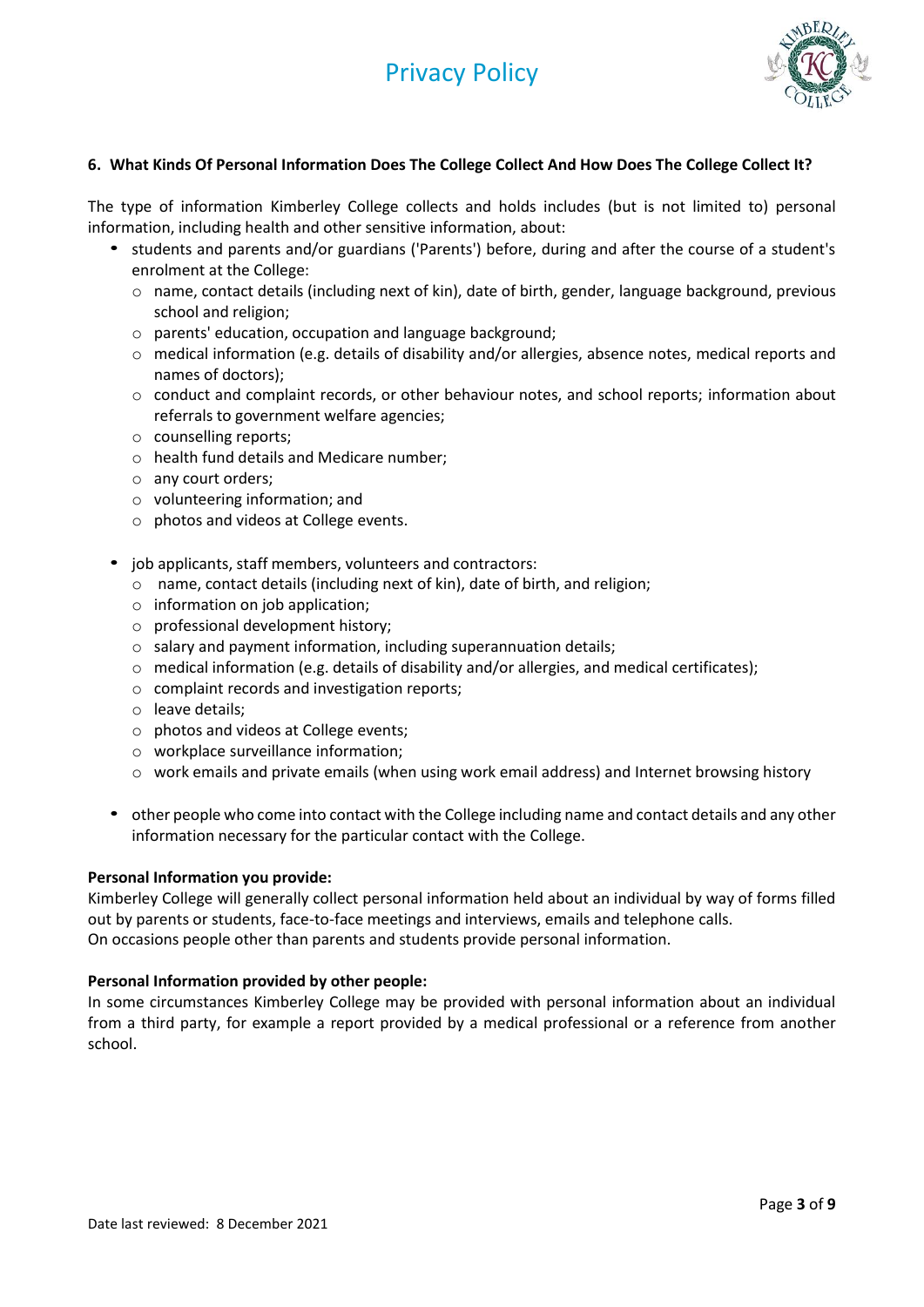## 6. What Kinds Of Personal Information Does The College Collect And How Does The College Collect It?

The type of information Kimberley College collects and holds includes (but is not limited to) personal information, including health and other sensitive information, about:

- students and parents and/or guardians ('Parents') before, during and after the course of a student's enrolment at the College:
  - name, contact details (including next of kin), date of birth, gender, language background, previous school and religion;
  - parents' education, occupation and language background;
  - medical information (e.g. details of disability and/or allergies, absence notes, medical reports and names of doctors);
  - conduct and complaint records, or other behaviour notes, and school reports; information about referrals to government welfare agencies;
  - counselling reports;
  - health fund details and Medicare number;
  - any court orders;
  - volunteering information; and
  - photos and videos at College events.

- job applicants, staff members, volunteers and contractors:
  - name, contact details (including next of kin), date of birth, and religion;
  - information on job application;
  - professional development history;
  - salary and payment information, including superannuation details;
  - medical information (e.g. details of disability and/or allergies, and medical certificates);
  - complaint records and investigation reports;
  - leave details;
  - photos and videos at College events;
  - workplace surveillance information;
  - work emails and private emails (when using work email address) and Internet browsing history

- other people who come into contact with the College including name and contact details and any other information necessary for the particular contact with the College.

**Personal Information you provide:**
Kimberley College will generally collect personal information held about an individual by way of forms filled out by parents or students, face-to-face meetings and interviews, emails and telephone calls.
On occasions people other than parents and students provide personal information.

**Personal Information provided by other people:**
In some circumstances Kimberley College may be provided with personal information about an individual from a third party, for example a report provided by a medical professional or a reference from another school.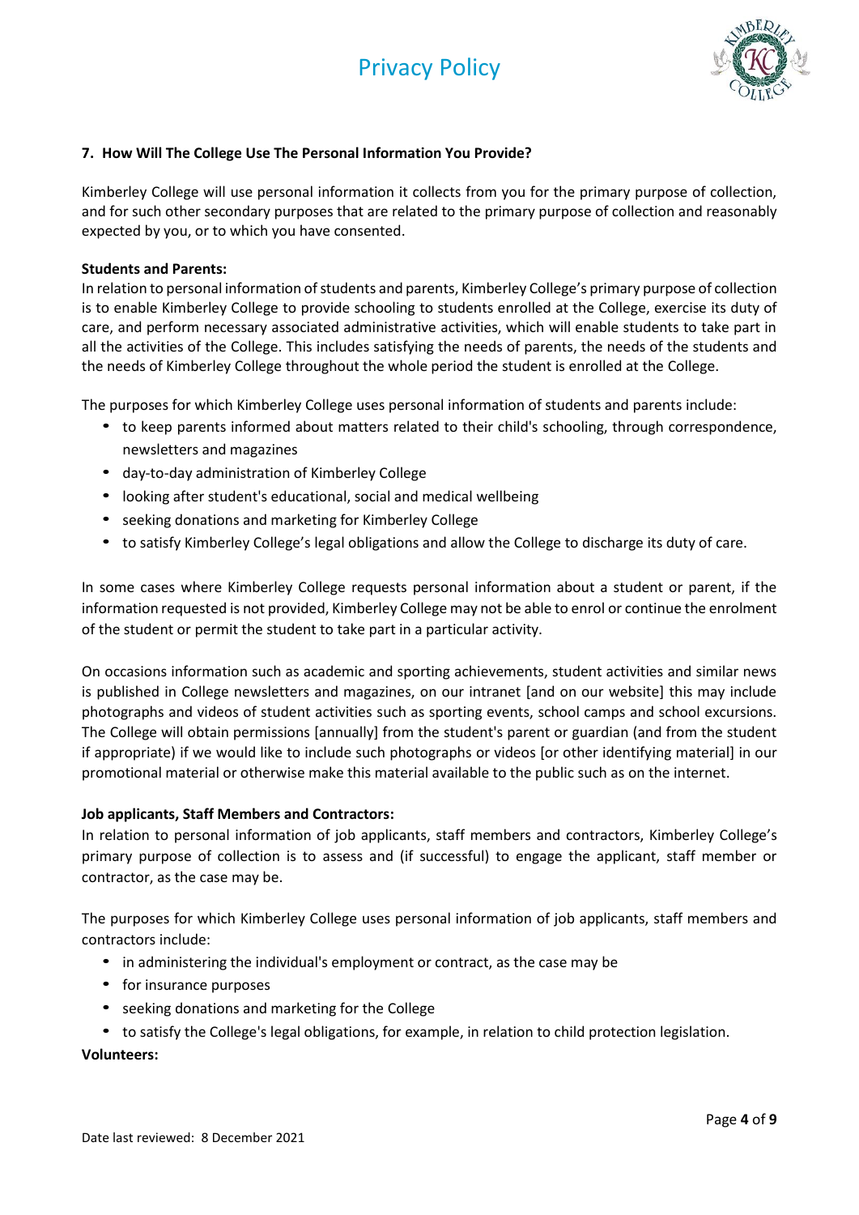## 7. How Will The College Use The Personal Information You Provide?

Kimberley College will use personal information it collects from you for the primary purpose of collection, and for such other secondary purposes that are related to the primary purpose of collection and reasonably expected by you, or to which you have consented.

**Students and Parents:**

In relation to personal information of students and parents, Kimberley College's primary purpose of collection is to enable Kimberley College to provide schooling to students enrolled at the College, exercise its duty of care, and perform necessary associated administrative activities, which will enable students to take part in all the activities of the College. This includes satisfying the needs of parents, the needs of the students and the needs of Kimberley College throughout the whole period the student is enrolled at the College.

The purposes for which Kimberley College uses personal information of students and parents include:

- to keep parents informed about matters related to their child's schooling, through correspondence, newsletters and magazines
- day-to-day administration of Kimberley College
- looking after student's educational, social and medical wellbeing
- seeking donations and marketing for Kimberley College
- to satisfy Kimberley College's legal obligations and allow the College to discharge its duty of care.

In some cases where Kimberley College requests personal information about a student or parent, if the information requested is not provided, Kimberley College may not be able to enrol or continue the enrolment of the student or permit the student to take part in a particular activity.

On occasions information such as academic and sporting achievements, student activities and similar news is published in College newsletters and magazines, on our intranet [and on our website] this may include photographs and videos of student activities such as sporting events, school camps and school excursions. The College will obtain permissions [annually] from the student's parent or guardian (and from the student if appropriate) if we would like to include such photographs or videos [or other identifying material] in our promotional material or otherwise make this material available to the public such as on the internet.

**Job applicants, Staff Members and Contractors:**

In relation to personal information of job applicants, staff members and contractors, Kimberley College's primary purpose of collection is to assess and (if successful) to engage the applicant, staff member or contractor, as the case may be.

The purposes for which Kimberley College uses personal information of job applicants, staff members and contractors include:

- in administering the individual's employment or contract, as the case may be
- for insurance purposes
- seeking donations and marketing for the College
- to satisfy the College's legal obligations, for example, in relation to child protection legislation.

**Volunteers:**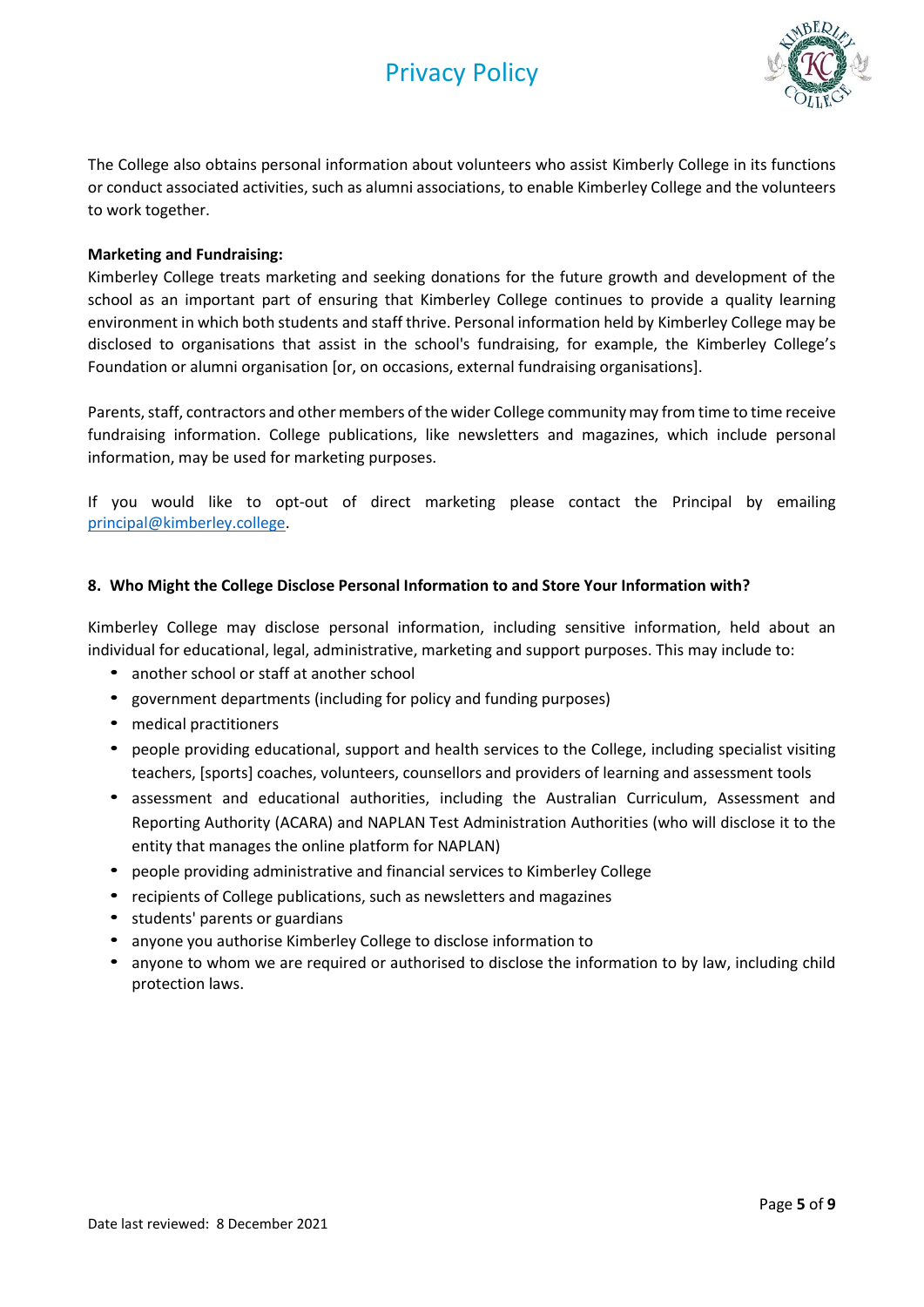The College also obtains personal information about volunteers who assist Kimberly College in its functions or conduct associated activities, such as alumni associations, to enable Kimberley College and the volunteers to work together.

**Marketing and Fundraising:**

Kimberley College treats marketing and seeking donations for the future growth and development of the school as an important part of ensuring that Kimberley College continues to provide a quality learning environment in which both students and staff thrive. Personal information held by Kimberley College may be disclosed to organisations that assist in the school's fundraising, for example, the Kimberley College's Foundation or alumni organisation [or, on occasions, external fundraising organisations].

Parents, staff, contractors and other members of the wider College community may from time to time receive fundraising information. College publications, like newsletters and magazines, which include personal information, may be used for marketing purposes.

If you would like to opt-out of direct marketing please contact the Principal by emailing principal@kimberley.college.

### 8. Who Might the College Disclose Personal Information to and Store Your Information with?

Kimberley College may disclose personal information, including sensitive information, held about an individual for educational, legal, administrative, marketing and support purposes. This may include to:

- another school or staff at another school
- government departments (including for policy and funding purposes)
- medical practitioners
- people providing educational, support and health services to the College, including specialist visiting teachers, [sports] coaches, volunteers, counsellors and providers of learning and assessment tools
- assessment and educational authorities, including the Australian Curriculum, Assessment and Reporting Authority (ACARA) and NAPLAN Test Administration Authorities (who will disclose it to the entity that manages the online platform for NAPLAN)
- people providing administrative and financial services to Kimberley College
- recipients of College publications, such as newsletters and magazines
- students' parents or guardians
- anyone you authorise Kimberley College to disclose information to
- anyone to whom we are required or authorised to disclose the information to by law, including child protection laws.

Date last reviewed: 8 December 2021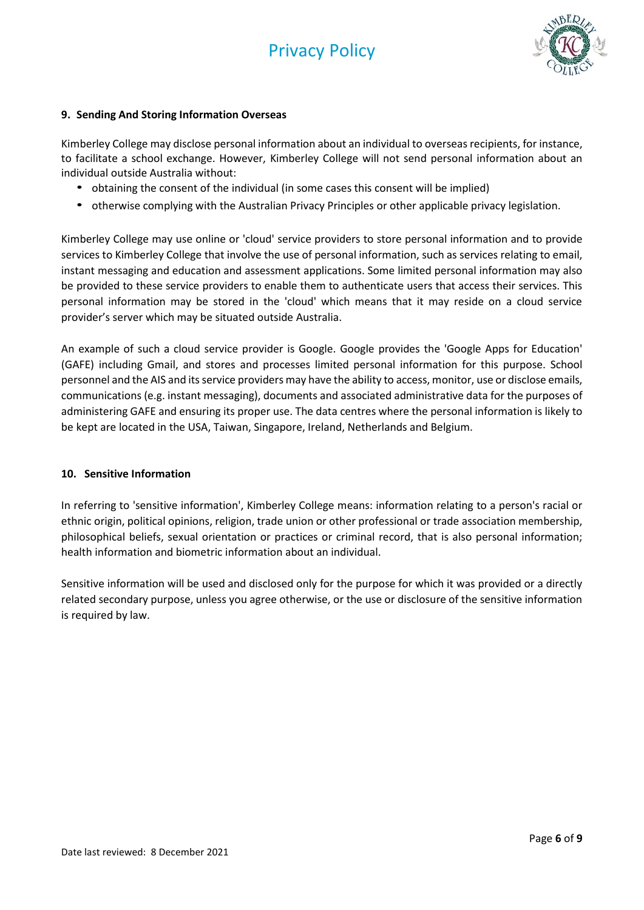## 9. Sending And Storing Information Overseas

Kimberley College may disclose personal information about an individual to overseas recipients, for instance, to facilitate a school exchange. However, Kimberley College will not send personal information about an individual outside Australia without:

- obtaining the consent of the individual (in some cases this consent will be implied)
- otherwise complying with the Australian Privacy Principles or other applicable privacy legislation.

Kimberley College may use online or 'cloud' service providers to store personal information and to provide services to Kimberley College that involve the use of personal information, such as services relating to email, instant messaging and education and assessment applications. Some limited personal information may also be provided to these service providers to enable them to authenticate users that access their services. This personal information may be stored in the 'cloud' which means that it may reside on a cloud service provider's server which may be situated outside Australia.

An example of such a cloud service provider is Google. Google provides the 'Google Apps for Education' (GAFE) including Gmail, and stores and processes limited personal information for this purpose. School personnel and the AIS and its service providers may have the ability to access, monitor, use or disclose emails, communications (e.g. instant messaging), documents and associated administrative data for the purposes of administering GAFE and ensuring its proper use. The data centres where the personal information is likely to be kept are located in the USA, Taiwan, Singapore, Ireland, Netherlands and Belgium.

## 10. Sensitive Information

In referring to 'sensitive information', Kimberley College means: information relating to a person's racial or ethnic origin, political opinions, religion, trade union or other professional or trade association membership, philosophical beliefs, sexual orientation or practices or criminal record, that is also personal information; health information and biometric information about an individual.

Sensitive information will be used and disclosed only for the purpose for which it was provided or a directly related secondary purpose, unless you agree otherwise, or the use or disclosure of the sensitive information is required by law.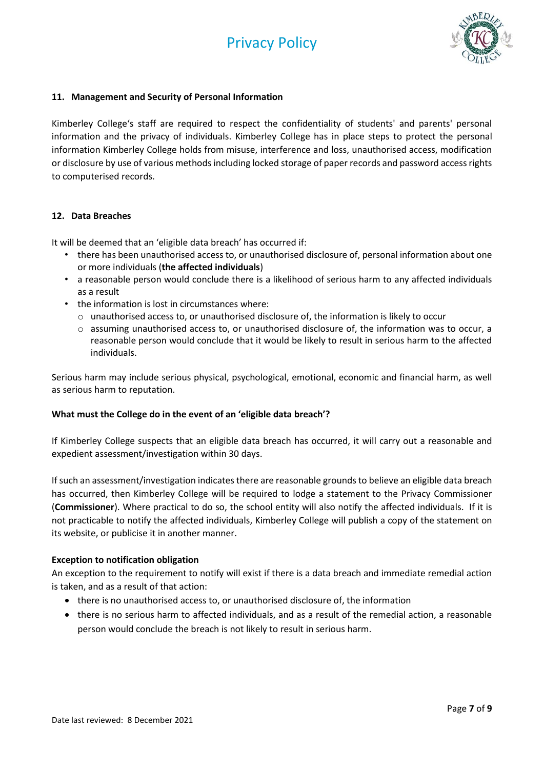## 11. Management and Security of Personal Information

Kimberley College's staff are required to respect the confidentiality of students' and parents' personal information and the privacy of individuals. Kimberley College has in place steps to protect the personal information Kimberley College holds from misuse, interference and loss, unauthorised access, modification or disclosure by use of various methods including locked storage of paper records and password access rights to computerised records.

## 12. Data Breaches

It will be deemed that an 'eligible data breach' has occurred if:

- there has been unauthorised access to, or unauthorised disclosure of, personal information about one or more individuals (**the affected individuals**)
- a reasonable person would conclude there is a likelihood of serious harm to any affected individuals as a result
- the information is lost in circumstances where:
  - unauthorised access to, or unauthorised disclosure of, the information is likely to occur
  - assuming unauthorised access to, or unauthorised disclosure of, the information was to occur, a reasonable person would conclude that it would be likely to result in serious harm to the affected individuals.

Serious harm may include serious physical, psychological, emotional, economic and financial harm, as well as serious harm to reputation.

**What must the College do in the event of an 'eligible data breach'?**

If Kimberley College suspects that an eligible data breach has occurred, it will carry out a reasonable and expedient assessment/investigation within 30 days.

If such an assessment/investigation indicates there are reasonable grounds to believe an eligible data breach has occurred, then Kimberley College will be required to lodge a statement to the Privacy Commissioner (**Commissioner**). Where practical to do so, the school entity will also notify the affected individuals. If it is not practicable to notify the affected individuals, Kimberley College will publish a copy of the statement on its website, or publicise it in another manner.

**Exception to notification obligation**

An exception to the requirement to notify will exist if there is a data breach and immediate remedial action is taken, and as a result of that action:

- there is no unauthorised access to, or unauthorised disclosure of, the information
- there is no serious harm to affected individuals, and as a result of the remedial action, a reasonable person would conclude the breach is not likely to result in serious harm.

Date last reviewed: 8 December 2021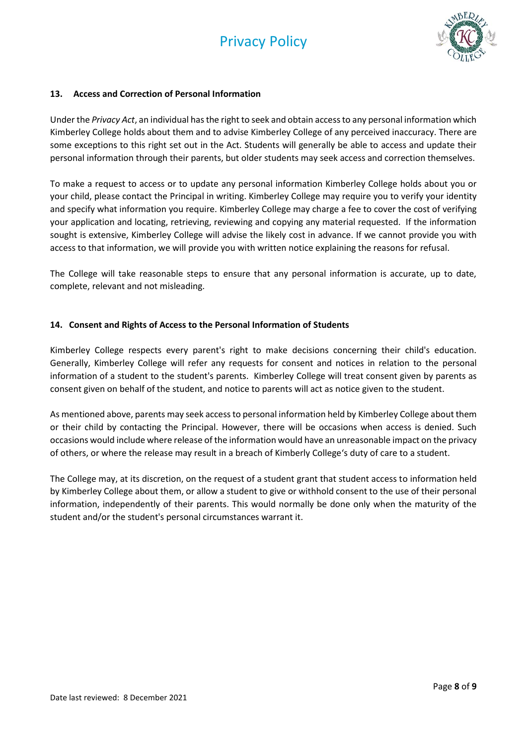### 13. Access and Correction of Personal Information

Under the *Privacy Act*, an individual has the right to seek and obtain access to any personal information which Kimberley College holds about them and to advise Kimberley College of any perceived inaccuracy. There are some exceptions to this right set out in the Act. Students will generally be able to access and update their personal information through their parents, but older students may seek access and correction themselves.

To make a request to access or to update any personal information Kimberley College holds about you or your child, please contact the Principal in writing. Kimberley College may require you to verify your identity and specify what information you require. Kimberley College may charge a fee to cover the cost of verifying your application and locating, retrieving, reviewing and copying any material requested. If the information sought is extensive, Kimberley College will advise the likely cost in advance. If we cannot provide you with access to that information, we will provide you with written notice explaining the reasons for refusal.

The College will take reasonable steps to ensure that any personal information is accurate, up to date, complete, relevant and not misleading.

### 14. Consent and Rights of Access to the Personal Information of Students

Kimberley College respects every parent's right to make decisions concerning their child's education. Generally, Kimberley College will refer any requests for consent and notices in relation to the personal information of a student to the student's parents. Kimberley College will treat consent given by parents as consent given on behalf of the student, and notice to parents will act as notice given to the student.

As mentioned above, parents may seek access to personal information held by Kimberley College about them or their child by contacting the Principal. However, there will be occasions when access is denied. Such occasions would include where release of the information would have an unreasonable impact on the privacy of others, or where the release may result in a breach of Kimberly College's duty of care to a student.

The College may, at its discretion, on the request of a student grant that student access to information held by Kimberley College about them, or allow a student to give or withhold consent to the use of their personal information, independently of their parents. This would normally be done only when the maturity of the student and/or the student's personal circumstances warrant it.

Date last reviewed: 8 December 2021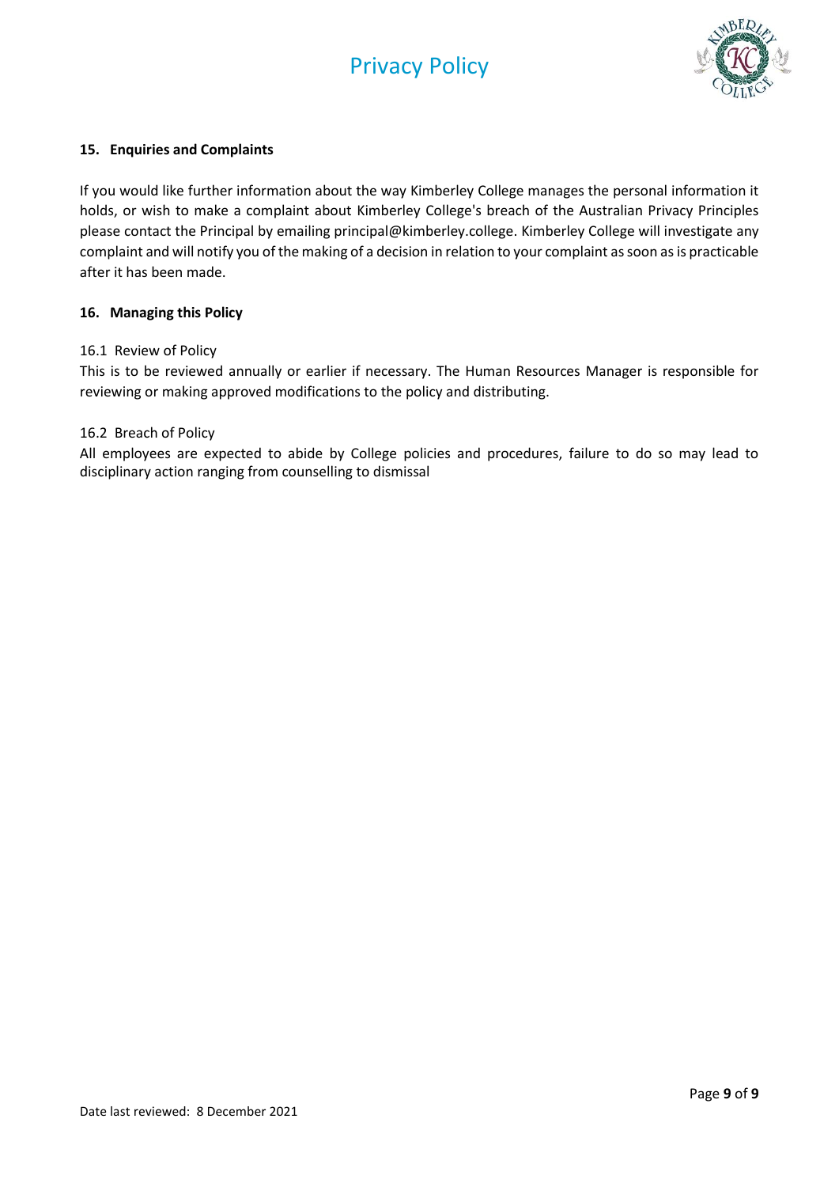## 15. Enquiries and Complaints

If you would like further information about the way Kimberley College manages the personal information it holds, or wish to make a complaint about Kimberley College's breach of the Australian Privacy Principles please contact the Principal by emailing principal@kimberley.college. Kimberley College will investigate any complaint and will notify you of the making of a decision in relation to your complaint as soon as is practicable after it has been made.

## 16. Managing this Policy

16.1 Review of Policy

This is to be reviewed annually or earlier if necessary. The Human Resources Manager is responsible for reviewing or making approved modifications to the policy and distributing.

16.2 Breach of Policy

All employees are expected to abide by College policies and procedures, failure to do so may lead to disciplinary action ranging from counselling to dismissal

Date last reviewed: 8 December 2021